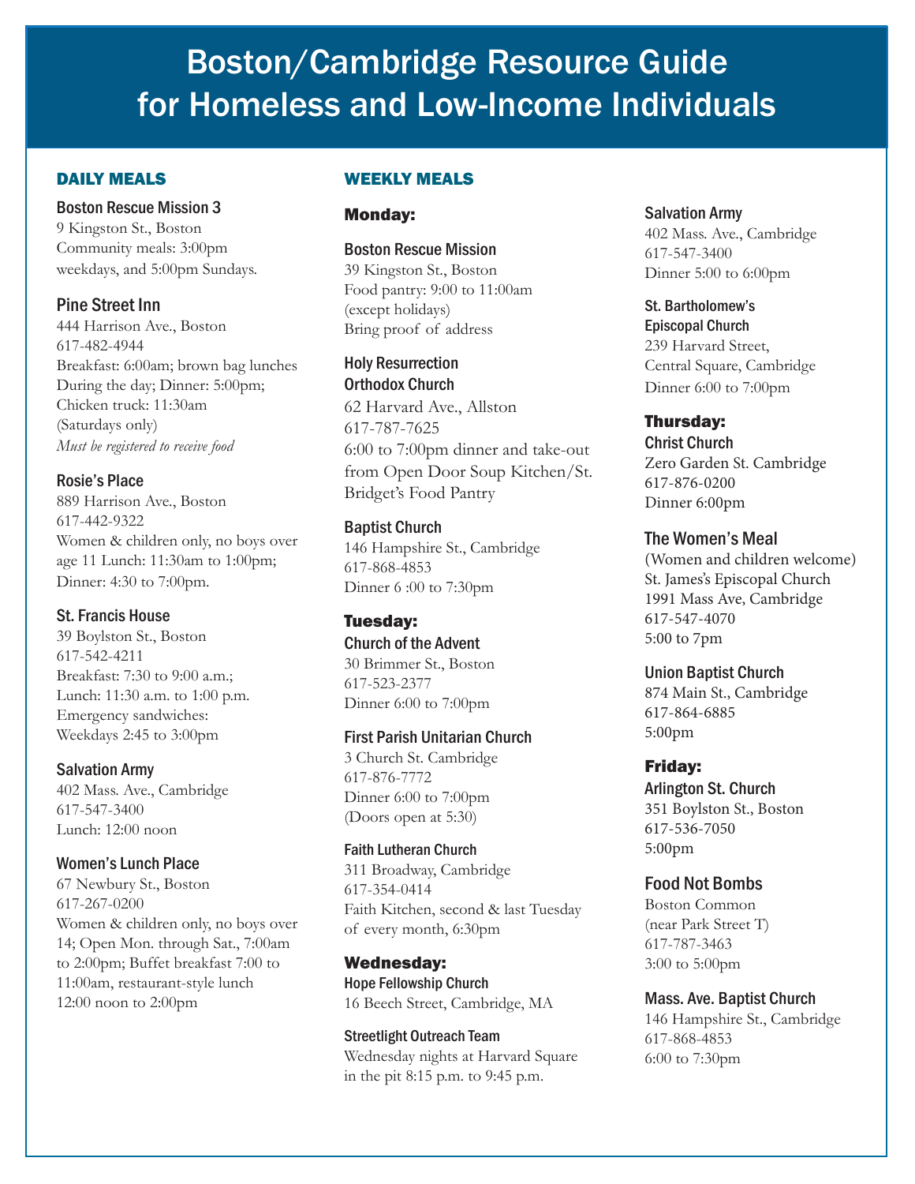# Boston/Cambridge Resource Guide for Homeless and Low-Income Individuals

## DAILY MEALS

### Boston Rescue Mission 3
9 Kingston St., Boston
Community meals: 3:00pm weekdays, and 5:00pm Sundays.

### Pine Street Inn
444 Harrison Ave., Boston
617-482-4944
Breakfast: 6:00am; brown bag lunches During the day; Dinner: 5:00pm; Chicken truck: 11:30am (Saturdays only)
*Must be registered to receive food*

### Rosie's Place
889 Harrison Ave., Boston
617-442-9322
Women & children only, no boys over age 11 Lunch: 11:30am to 1:00pm; Dinner: 4:30 to 7:00pm.

### St. Francis House
39 Boylston St., Boston
617-542-4211
Breakfast: 7:30 to 9:00 a.m.; Lunch: 11:30 a.m. to 1:00 p.m. Emergency sandwiches: Weekdays 2:45 to 3:00pm

### Salvation Army
402 Mass. Ave., Cambridge
617-547-3400
Lunch: 12:00 noon

### Women's Lunch Place
67 Newbury St., Boston
617-267-0200
Women & children only, no boys over 14; Open Mon. through Sat., 7:00am to 2:00pm; Buffet breakfast 7:00 to 11:00am, restaurant-style lunch 12:00 noon to 2:00pm

## WEEKLY MEALS

### Monday:

**Boston Rescue Mission**
39 Kingston St., Boston
Food pantry: 9:00 to 11:00am (except holidays)
Bring proof of address

**Holy Resurrection Orthodox Church**
62 Harvard Ave., Allston
617-787-7625
6:00 to 7:00pm dinner and take-out from Open Door Soup Kitchen/St. Bridget's Food Pantry

**Baptist Church**
146 Hampshire St., Cambridge
617-868-4853
Dinner 6 :00 to 7:30pm

### Tuesday:

**Church of the Advent**
30 Brimmer St., Boston
617-523-2377
Dinner 6:00 to 7:00pm

**First Parish Unitarian Church**
3 Church St. Cambridge
617-876-7772
Dinner 6:00 to 7:00pm (Doors open at 5:30)

**Faith Lutheran Church**
311 Broadway, Cambridge
617-354-0414
Faith Kitchen, second & last Tuesday of every month, 6:30pm

### Wednesday:

**Hope Fellowship Church**
16 Beech Street, Cambridge, MA

**Streetlight Outreach Team**
Wednesday nights at Harvard Square in the pit 8:15 p.m. to 9:45 p.m.

**Salvation Army**
402 Mass. Ave., Cambridge
617-547-3400
Dinner 5:00 to 6:00pm

**St. Bartholomew's Episcopal Church**
239 Harvard Street, Central Square, Cambridge
Dinner 6:00 to 7:00pm

### Thursday:

**Christ Church**
Zero Garden St. Cambridge
617-876-0200
Dinner 6:00pm

**The Women's Meal**
(Women and children welcome)
St. James's Episcopal Church
1991 Mass Ave, Cambridge
617-547-4070
5:00 to 7pm

**Union Baptist Church**
874 Main St., Cambridge
617-864-6885
5:00pm

### Friday:

**Arlington St. Church**
351 Boylston St., Boston
617-536-7050
5:00pm

**Food Not Bombs**
Boston Common (near Park Street T)
617-787-3463
3:00 to 5:00pm

**Mass. Ave. Baptist Church**
146 Hampshire St., Cambridge
617-868-4853
6:00 to 7:30pm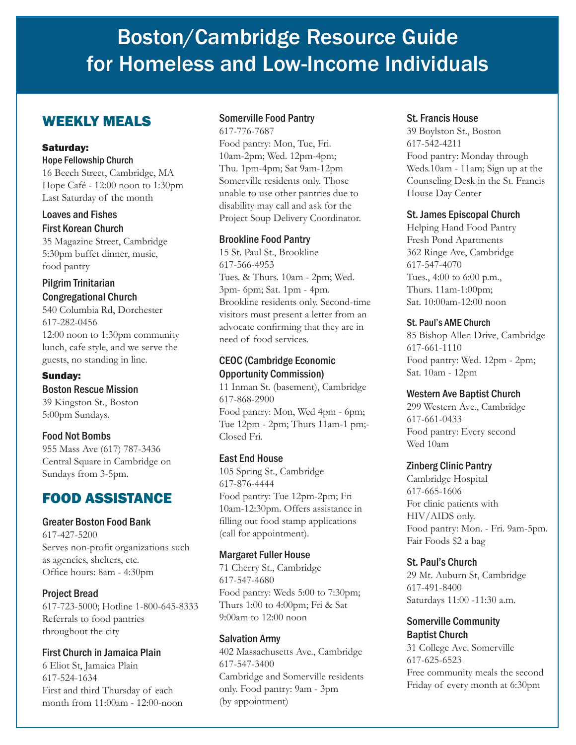# Boston/Cambridge Resource Guide for Homeless and Low-Income Individuals

## WEEKLY MEALS

### Saturday:

**Hope Fellowship Church**
16 Beech Street, Cambridge, MA
Hope Café - 12:00 noon to 1:30pm
Last Saturday of the month

**Loaves and Fishes**
**First Korean Church**
35 Magazine Street, Cambridge
5:30pm buffet dinner, music, food pantry

**Pilgrim Trinitarian Congregational Church**
540 Columbia Rd, Dorchester
617-282-0456
12:00 noon to 1:30pm community lunch, cafe style, and we serve the guests, no standing in line.

### Sunday:

**Boston Rescue Mission**
39 Kingston St., Boston
5:00pm Sundays.

**Food Not Bombs**
955 Mass Ave (617) 787-3436
Central Square in Cambridge on Sundays from 3-5pm.

## FOOD ASSISTANCE

**Greater Boston Food Bank**
617-427-5200
Serves non-profit organizations such as agencies, shelters, etc.
Office hours: 8am - 4:30pm

**Project Bread**
617-723-5000; Hotline 1-800-645-8333
Referrals to food pantries throughout the city

**First Church in Jamaica Plain**
6 Eliot St, Jamaica Plain
617-524-1634
First and third Thursday of each month from 11:00am - 12:00-noon

**Somerville Food Pantry**
617-776-7687
Food pantry: Mon, Tue, Fri. 10am-2pm; Wed. 12pm-4pm; Thu. 1pm-4pm; Sat 9am-12pm
Somerville residents only. Those unable to use other pantries due to disability may call and ask for the Project Soup Delivery Coordinator.

**Brookline Food Pantry**
15 St. Paul St., Brookline
617-566-4953
Tues. & Thurs. 10am - 2pm; Wed. 3pm- 6pm; Sat. 1pm - 4pm.
Brookline residents only. Second-time visitors must present a letter from an advocate confirming that they are in need of food services.

**CEOC (Cambridge Economic Opportunity Commission)**
11 Inman St. (basement), Cambridge
617-868-2900
Food pantry: Mon, Wed 4pm - 6pm; Tue 12pm - 2pm; Thurs 11am-1 pm;- Closed Fri.

**East End House**
105 Spring St., Cambridge
617-876-4444
Food pantry: Tue 12pm-2pm; Fri 10am-12:30pm. Offers assistance in filling out food stamp applications (call for appointment).

**Margaret Fuller House**
71 Cherry St., Cambridge
617-547-4680
Food pantry: Weds 5:00 to 7:30pm; Thurs 1:00 to 4:00pm; Fri & Sat 9:00am to 12:00 noon

**Salvation Army**
402 Massachusetts Ave., Cambridge
617-547-3400
Cambridge and Somerville residents only. Food pantry: 9am - 3pm (by appointment)

**St. Francis House**
39 Boylston St., Boston
617-542-4211
Food pantry: Monday through Weds.10am - 11am; Sign up at the Counseling Desk in the St. Francis House Day Center

**St. James Episcopal Church**
Helping Hand Food Pantry
Fresh Pond Apartments
362 Ringe Ave, Cambridge
617-547-4070
Tues., 4:00 to 6:00 p.m., Thurs. 11am-1:00pm; Sat. 10:00am-12:00 noon

**St. Paul's AME Church**
85 Bishop Allen Drive, Cambridge
617-661-1110
Food pantry: Wed. 12pm - 2pm; Sat. 10am - 12pm

**Western Ave Baptist Church**
299 Western Ave., Cambridge
617-661-0433
Food pantry: Every second Wed 10am

**Zinberg Clinic Pantry**
Cambridge Hospital
617-665-1606
For clinic patients with HIV/AIDS only.
Food pantry: Mon. - Fri. 9am-5pm.
Fair Foods $2 a bag

**St. Paul's Church**
29 Mt. Auburn St, Cambridge
617-491-8400
Saturdays 11:00 -11:30 a.m.

**Somerville Community Baptist Church**
31 College Ave. Somerville
617-625-6523
Free community meals the second Friday of every month at 6:30pm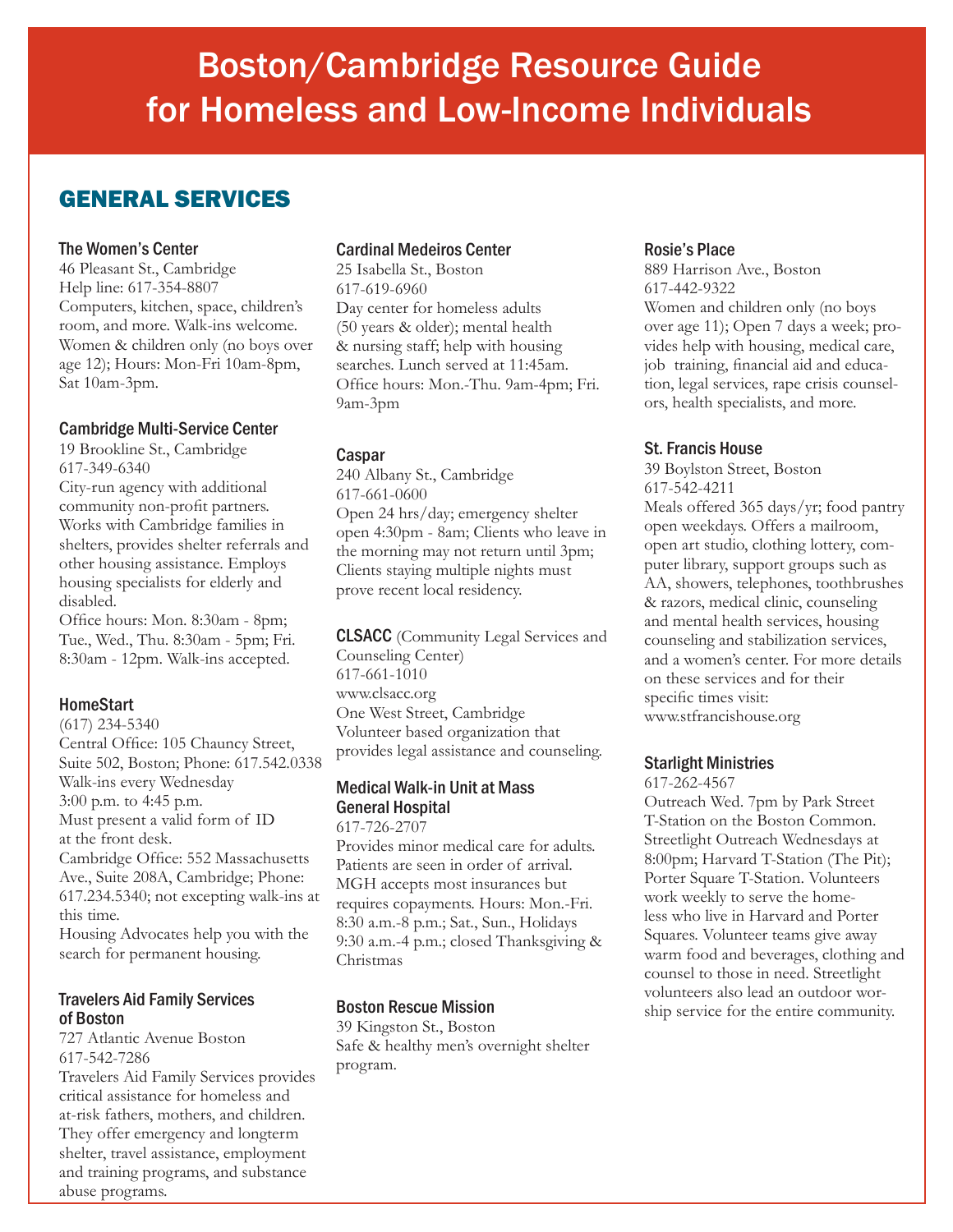# Boston/Cambridge Resource Guide for Homeless and Low-Income Individuals

## GENERAL SERVICES

### The Women's Center

46 Pleasant St., Cambridge
Help line: 617-354-8807
Computers, kitchen, space, children's room, and more. Walk-ins welcome. Women & children only (no boys over age 12); Hours: Mon-Fri 10am-8pm, Sat 10am-3pm.

### Cambridge Multi-Service Center

19 Brookline St., Cambridge
617-349-6340
City-run agency with additional community non-profit partners. Works with Cambridge families in shelters, provides shelter referrals and other housing assistance. Employs housing specialists for elderly and disabled.
Office hours: Mon. 8:30am - 8pm; Tue., Wed., Thu. 8:30am - 5pm; Fri. 8:30am - 12pm. Walk-ins accepted.

### HomeStart

(617) 234-5340
Central Office: 105 Chauncy Street, Suite 502, Boston; Phone: 617.542.0338
Walk-ins every Wednesday 3:00 p.m. to 4:45 p.m.
Must present a valid form of ID at the front desk.
Cambridge Office: 552 Massachusetts Ave., Suite 208A, Cambridge; Phone: 617.234.5340; not excepting walk-ins at this time.
Housing Advocates help you with the search for permanent housing.

### Travelers Aid Family Services of Boston

727 Atlantic Avenue Boston
617-542-7286
Travelers Aid Family Services provides critical assistance for homeless and at-risk fathers, mothers, and children. They offer emergency and longterm shelter, travel assistance, employment and training programs, and substance abuse programs.

### Cardinal Medeiros Center

25 Isabella St., Boston
617-619-6960
Day center for homeless adults (50 years & older); mental health & nursing staff; help with housing searches. Lunch served at 11:45am.
Office hours: Mon.-Thu. 9am-4pm; Fri. 9am-3pm

### Caspar

240 Albany St., Cambridge
617-661-0600
Open 24 hrs/day; emergency shelter open 4:30pm - 8am; Clients who leave in the morning may not return until 3pm; Clients staying multiple nights must prove recent local residency.

### CLSACC (Community Legal Services and Counseling Center)

617-661-1010
www.clsacc.org
One West Street, Cambridge
Volunteer based organization that provides legal assistance and counseling.

### Medical Walk-in Unit at Mass General Hospital

617-726-2707
Provides minor medical care for adults. Patients are seen in order of arrival. MGH accepts most insurances but requires copayments. Hours: Mon.-Fri. 8:30 a.m.-8 p.m.; Sat., Sun., Holidays 9:30 a.m.-4 p.m.; closed Thanksgiving & Christmas

### Boston Rescue Mission

39 Kingston St., Boston
Safe & healthy men's overnight shelter program.

### Rosie's Place

889 Harrison Ave., Boston
617-442-9322
Women and children only (no boys over age 11); Open 7 days a week; provides help with housing, medical care, job training, financial aid and education, legal services, rape crisis counselors, health specialists, and more.

### St. Francis House

39 Boylston Street, Boston
617-542-4211
Meals offered 365 days/yr; food pantry open weekdays. Offers a mailroom, open art studio, clothing lottery, computer library, support groups such as AA, showers, telephones, toothbrushes & razors, medical clinic, counseling and mental health services, housing counseling and stabilization services, and a women's center. For more details on these services and for their specific times visit: www.stfrancishouse.org

### Starlight Ministries

617-262-4567
Outreach Wed. 7pm by Park Street T-Station on the Boston Common. Streetlight Outreach Wednesdays at 8:00pm; Harvard T-Station (The Pit); Porter Square T-Station. Volunteers work weekly to serve the homeless who live in Harvard and Porter Squares. Volunteer teams give away warm food and beverages, clothing and counsel to those in need. Streetlight volunteers also lead an outdoor worship service for the entire community.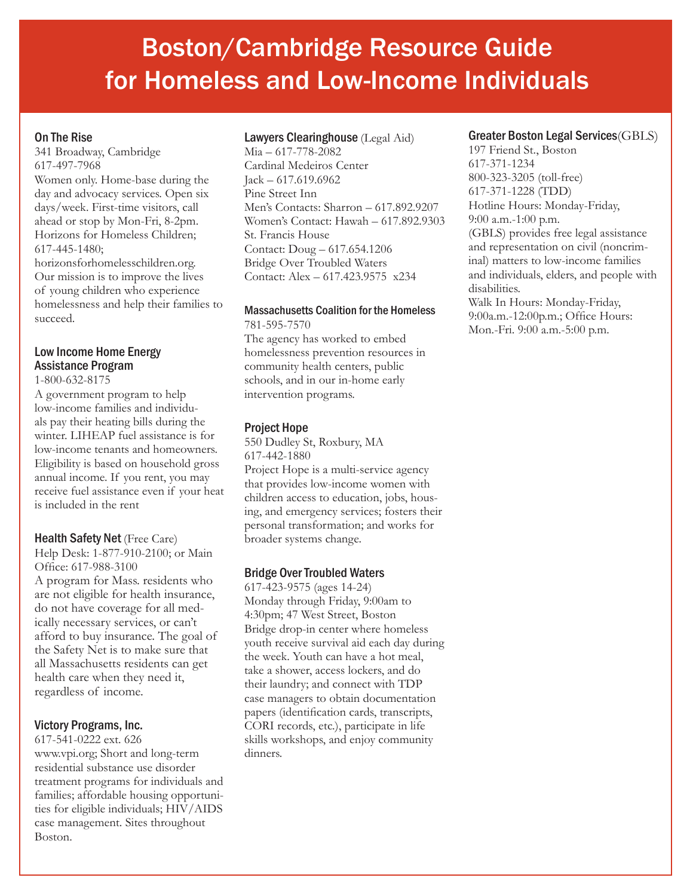# Boston/Cambridge Resource Guide for Homeless and Low-Income Individuals

### On The Rise

341 Broadway, Cambridge
617-497-7968
Women only. Home-base during the day and advocacy services. Open six days/week. First-time visitors, call ahead or stop by Mon-Fri, 8-2pm. Horizons for Homeless Children; 617-445-1480; horizonsforhomelesschildren.org. Our mission is to improve the lives of young children who experience homelessness and help their families to succeed.

### Low Income Home Energy Assistance Program

1-800-632-8175
A government program to help low-income families and individuals pay their heating bills during the winter. LIHEAP fuel assistance is for low-income tenants and homeowners. Eligibility is based on household gross annual income. If you rent, you may receive fuel assistance even if your heat is included in the rent

### Health Safety Net (Free Care)

Help Desk: 1-877-910-2100; or Main Office: 617-988-3100
A program for Mass. residents who are not eligible for health insurance, do not have coverage for all medically necessary services, or can't afford to buy insurance. The goal of the Safety Net is to make sure that all Massachusetts residents can get health care when they need it, regardless of income.

### Victory Programs, Inc.

617-541-0222 ext. 626
www.vpi.org; Short and long-term residential substance use disorder treatment programs for individuals and families; affordable housing opportunities for eligible individuals; HIV/AIDS case management. Sites throughout Boston.

### Lawyers Clearinghouse (Legal Aid)

Mia – 617-778-2082
Cardinal Medeiros Center
Jack – 617.619.6962
Pine Street Inn
Men's Contacts: Sharron – 617.892.9207
Women's Contact: Hawah – 617.892.9303
St. Francis House
Contact: Doug – 617.654.1206
Bridge Over Troubled Waters
Contact: Alex – 617.423.9575 x234

### Massachusetts Coalition for the Homeless

781-595-7570
The agency has worked to embed homelessness prevention resources in community health centers, public schools, and in our in-home early intervention programs.

### Project Hope

550 Dudley St, Roxbury, MA
617-442-1880
Project Hope is a multi-service agency that provides low-income women with children access to education, jobs, housing, and emergency services; fosters their personal transformation; and works for broader systems change.

### Bridge Over Troubled Waters

617-423-9575 (ages 14-24)
Monday through Friday, 9:00am to 4:30pm; 47 West Street, Boston
Bridge drop-in center where homeless youth receive survival aid each day during the week. Youth can have a hot meal, take a shower, access lockers, and do their laundry; and connect with TDP case managers to obtain documentation papers (identification cards, transcripts, CORI records, etc.), participate in life skills workshops, and enjoy community dinners.

### Greater Boston Legal Services (GBLS)

197 Friend St., Boston
617-371-1234
800-323-3205 (toll-free)
617-371-1228 (TDD)
Hotline Hours: Monday-Friday, 9:00 a.m.-1:00 p.m.
(GBLS) provides free legal assistance and representation on civil (noncriminal) matters to low-income families and individuals, elders, and people with disabilities.
Walk In Hours: Monday-Friday, 9:00a.m.-12:00p.m.; Office Hours: Mon.-Fri. 9:00 a.m.-5:00 p.m.